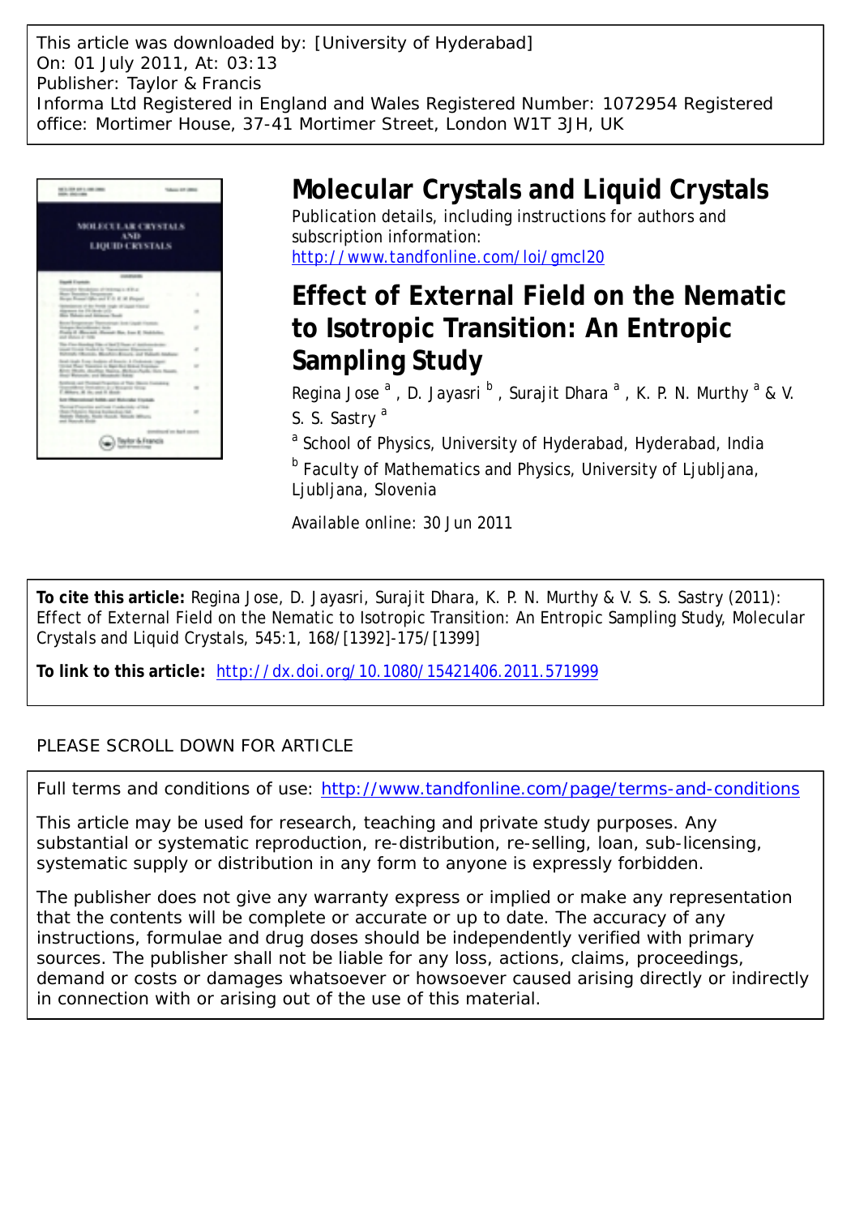This article was downloaded by: [University of Hyderabad]
On: 01 July 2011, At: 03:13
Publisher: Taylor & Francis
Informa Ltd Registered in England and Wales Registered Number: 1072954 Registered office: Mortimer House, 37-41 Mortimer Street, London W1T 3JH, UK

# Molecular Crystals and Liquid Crystals

Publication details, including instructions for authors and subscription information:
http://www.tandfonline.com/loi/gmcl20

# Effect of External Field on the Nematic to Isotropic Transition: An Entropic Sampling Study

Regina Jose [a], D. Jayasri [b], Surajit Dhara [a], K. P. N. Murthy [a] & V. S. S. Sastry [a]

[a] School of Physics, University of Hyderabad, Hyderabad, India

[b] Faculty of Mathematics and Physics, University of Ljubljana, Ljubljana, Slovenia

Available online: 30 Jun 2011

**To cite this article:** Regina Jose, D. Jayasri, Surajit Dhara, K. P. N. Murthy & V. S. S. Sastry (2011): Effect of External Field on the Nematic to Isotropic Transition: An Entropic Sampling Study, Molecular Crystals and Liquid Crystals, 545:1, 168/[1392]-175/[1399]

**To link to this article:** http://dx.doi.org/10.1080/15421406.2011.571999

PLEASE SCROLL DOWN FOR ARTICLE

Full terms and conditions of use: http://www.tandfonline.com/page/terms-and-conditions

This article may be used for research, teaching and private study purposes. Any substantial or systematic reproduction, re-distribution, re-selling, loan, sub-licensing, systematic supply or distribution in any form to anyone is expressly forbidden.

The publisher does not give any warranty express or implied or make any representation that the contents will be complete or accurate or up to date. The accuracy of any instructions, formulae and drug doses should be independently verified with primary sources. The publisher shall not be liable for any loss, actions, claims, proceedings, demand or costs or damages whatsoever or howsoever caused arising directly or indirectly in connection with or arising out of the use of this material.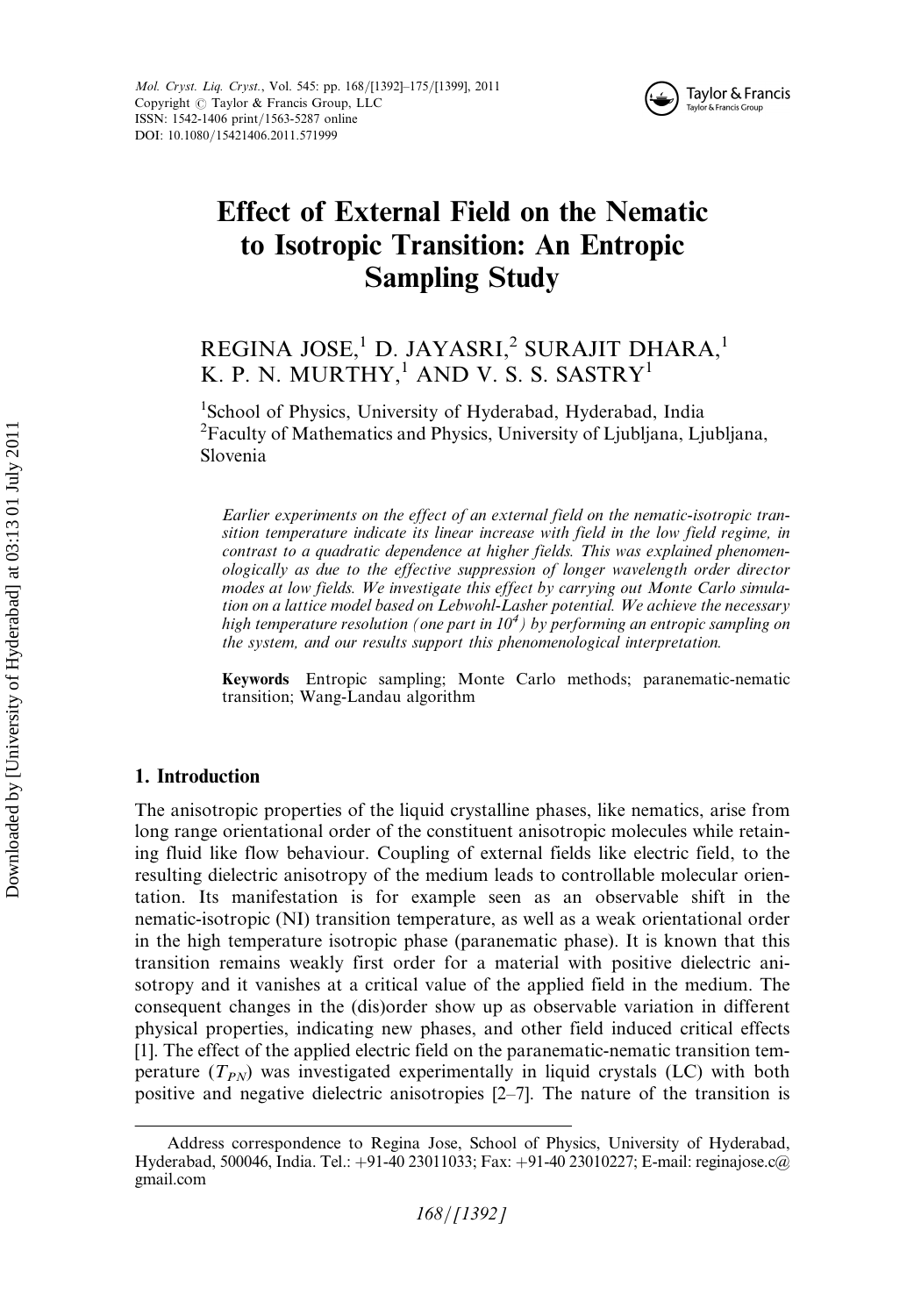# Effect of External Field on the Nematic to Isotropic Transition: An Entropic Sampling Study

REGINA JOSE,[1] D. JAYASRI,[2] SURAJIT DHARA,[1] K. P. N. MURTHY,[1] AND V. S. S. SASTRY[1]

[1]School of Physics, University of Hyderabad, Hyderabad, India
[2]Faculty of Mathematics and Physics, University of Ljubljana, Ljubljana, Slovenia

*Earlier experiments on the effect of an external field on the nematic-isotropic transition temperature indicate its linear increase with field in the low field regime, in contrast to a quadratic dependence at higher fields. This was explained phenomenologically as due to the effective suppression of longer wavelength order director modes at low fields. We investigate this effect by carrying out Monte Carlo simulation on a lattice model based on Lebwohl-Lasher potential. We achieve the necessary high temperature resolution (one part in $10^4$) by performing an entropic sampling on the system, and our results support this phenomenological interpretation.*

**Keywords** Entropic sampling; Monte Carlo methods; paranematic-nematic transition; Wang-Landau algorithm

## 1. Introduction

The anisotropic properties of the liquid crystalline phases, like nematics, arise from long range orientational order of the constituent anisotropic molecules while retaining fluid like flow behaviour. Coupling of external fields like electric field, to the resulting dielectric anisotropy of the medium leads to controllable molecular orientation. Its manifestation is for example seen as an observable shift in the nematic-isotropic (NI) transition temperature, as well as a weak orientational order in the high temperature isotropic phase (paranematic phase). It is known that this transition remains weakly first order for a material with positive dielectric anisotropy and it vanishes at a critical value of the applied field in the medium. The consequent changes in the (dis)order show up as observable variation in different physical properties, indicating new phases, and other field induced critical effects [1]. The effect of the applied electric field on the paranematic-nematic transition temperature ($T_{PN}$) was investigated experimentally in liquid crystals (LC) with both positive and negative dielectric anisotropies [2–7]. The nature of the transition is

Address correspondence to Regina Jose, School of Physics, University of Hyderabad, Hyderabad, 500046, India. Tel.: +91-40 23011033; Fax: +91-40 23010227; E-mail: reginajose.c@gmail.com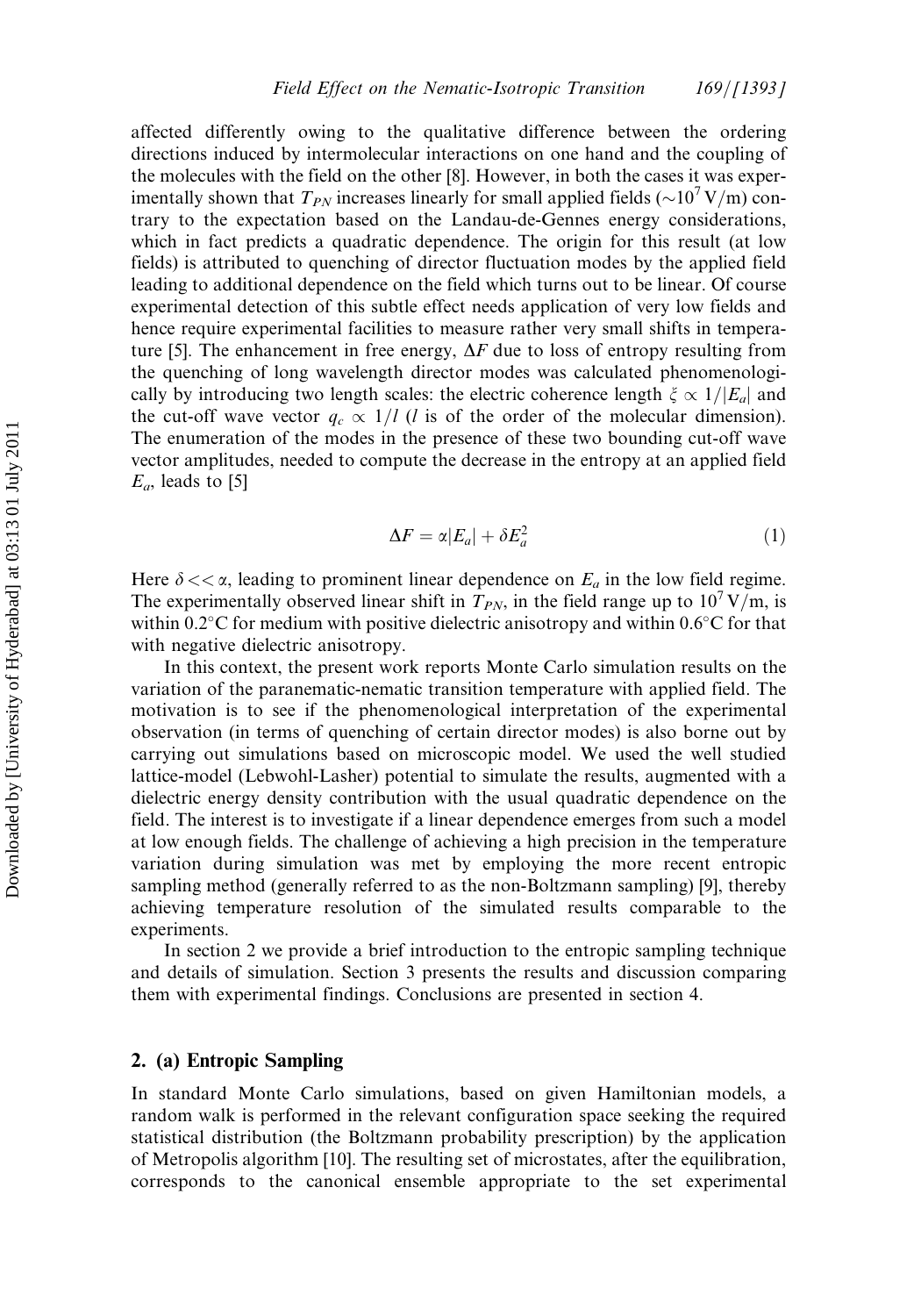affected differently owing to the qualitative difference between the ordering directions induced by intermolecular interactions on one hand and the coupling of the molecules with the field on the other [8]. However, in both the cases it was experimentally shown that $T_{PN}$ increases linearly for small applied fields ($\sim 10^7$ V/m) contrary to the expectation based on the Landau-de-Gennes energy considerations, which in fact predicts a quadratic dependence. The origin for this result (at low fields) is attributed to quenching of director fluctuation modes by the applied field leading to additional dependence on the field which turns out to be linear. Of course experimental detection of this subtle effect needs application of very low fields and hence require experimental facilities to measure rather very small shifts in temperature [5]. The enhancement in free energy, $\Delta F$ due to loss of entropy resulting from the quenching of long wavelength director modes was calculated phenomenologically by introducing two length scales: the electric coherence length $\xi \propto 1/|E_a|$ and the cut-off wave vector $q_c \propto 1/l$ ($l$ is of the order of the molecular dimension). The enumeration of the modes in the presence of these two bounding cut-off wave vector amplitudes, needed to compute the decrease in the entropy at an applied field $E_a$, leads to [5]

$$\Delta F = \alpha |E_a| + \delta E_a^2 \tag{1}$$

Here $\delta << \alpha$, leading to prominent linear dependence on $E_a$ in the low field regime. The experimentally observed linear shift in $T_{PN}$, in the field range up to $10^7$ V/m, is within 0.2°C for medium with positive dielectric anisotropy and within 0.6°C for that with negative dielectric anisotropy.

In this context, the present work reports Monte Carlo simulation results on the variation of the paranematic-nematic transition temperature with applied field. The motivation is to see if the phenomenological interpretation of the experimental observation (in terms of quenching of certain director modes) is also borne out by carrying out simulations based on microscopic model. We used the well studied lattice-model (Lebwohl-Lasher) potential to simulate the results, augmented with a dielectric energy density contribution with the usual quadratic dependence on the field. The interest is to investigate if a linear dependence emerges from such a model at low enough fields. The challenge of achieving a high precision in the temperature variation during simulation was met by employing the more recent entropic sampling method (generally referred to as the non-Boltzmann sampling) [9], thereby achieving temperature resolution of the simulated results comparable to the experiments.

In section 2 we provide a brief introduction to the entropic sampling technique and details of simulation. Section 3 presents the results and discussion comparing them with experimental findings. Conclusions are presented in section 4.

## 2. (a) Entropic Sampling

In standard Monte Carlo simulations, based on given Hamiltonian models, a random walk is performed in the relevant configuration space seeking the required statistical distribution (the Boltzmann probability prescription) by the application of Metropolis algorithm [10]. The resulting set of microstates, after the equilibration, corresponds to the canonical ensemble appropriate to the set experimental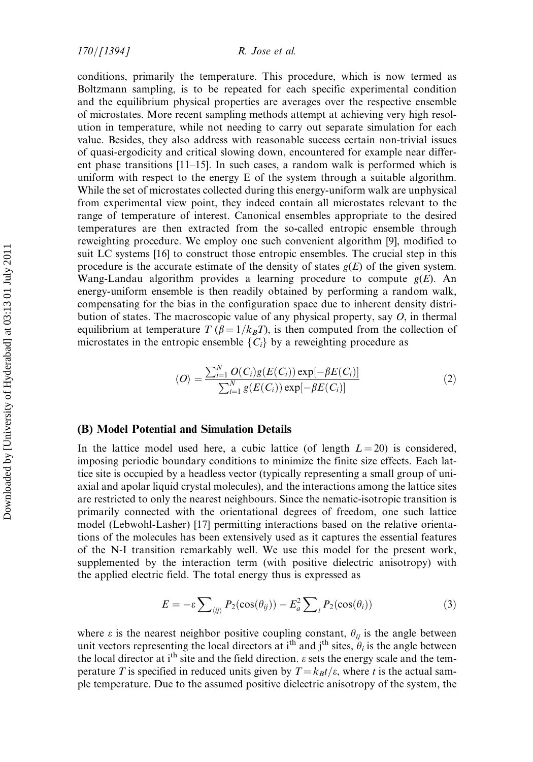conditions, primarily the temperature. This procedure, which is now termed as Boltzmann sampling, is to be repeated for each specific experimental condition and the equilibrium physical properties are averages over the respective ensemble of microstates. More recent sampling methods attempt at achieving very high resolution in temperature, while not needing to carry out separate simulation for each value. Besides, they also address with reasonable success certain non-trivial issues of quasi-ergodicity and critical slowing down, encountered for example near different phase transitions [11–15]. In such cases, a random walk is performed which is uniform with respect to the energy E of the system through a suitable algorithm. While the set of microstates collected during this energy-uniform walk are unphysical from experimental view point, they indeed contain all microstates relevant to the range of temperature of interest. Canonical ensembles appropriate to the desired temperatures are then extracted from the so-called entropic ensemble through reweighting procedure. We employ one such convenient algorithm [9], modified to suit LC systems [16] to construct those entropic ensembles. The crucial step in this procedure is the accurate estimate of the density of states $g(E)$ of the given system. Wang-Landau algorithm provides a learning procedure to compute $g(E)$. An energy-uniform ensemble is then readily obtained by performing a random walk, compensating for the bias in the configuration space due to inherent density distribution of states. The macroscopic value of any physical property, say $O$, in thermal equilibrium at temperature $T$ ($\beta = 1/k_B T$), is then computed from the collection of microstates in the entropic ensemble $\{C_i\}$ by a reweighting procedure as

$$\langle O \rangle = \frac{\sum_{i=1}^{N} O(C_i) g(E(C_i)) \exp[-\beta E(C_i)]}{\sum_{i=1}^{N} g(E(C_i)) \exp[-\beta E(C_i)]} \tag{2}$$

### (B) Model Potential and Simulation Details

In the lattice model used here, a cubic lattice (of length $L = 20$) is considered, imposing periodic boundary conditions to minimize the finite size effects. Each lattice site is occupied by a headless vector (typically representing a small group of uniaxial and apolar liquid crystal molecules), and the interactions among the lattice sites are restricted to only the nearest neighbours. Since the nematic-isotropic transition is primarily connected with the orientational degrees of freedom, one such lattice model (Lebwohl-Lasher) [17] permitting interactions based on the relative orientations of the molecules has been extensively used as it captures the essential features of the N-I transition remarkably well. We use this model for the present work, supplemented by the interaction term (with positive dielectric anisotropy) with the applied electric field. The total energy thus is expressed as

$$E = -\varepsilon \sum_{\langle ij \rangle} P_2(\cos(\theta_{ij})) - E_a^2 \sum_i P_2(\cos(\theta_i)) \tag{3}$$

where $\varepsilon$ is the nearest neighbor positive coupling constant, $\theta_{ij}$ is the angle between unit vectors representing the local directors at i$^{th}$ and j$^{th}$ sites, $\theta_i$ is the angle between the local director at i$^{th}$ site and the field direction. $\varepsilon$ sets the energy scale and the temperature $T$ is specified in reduced units given by $T = k_B t/\varepsilon$, where $t$ is the actual sample temperature. Due to the assumed positive dielectric anisotropy of the system, the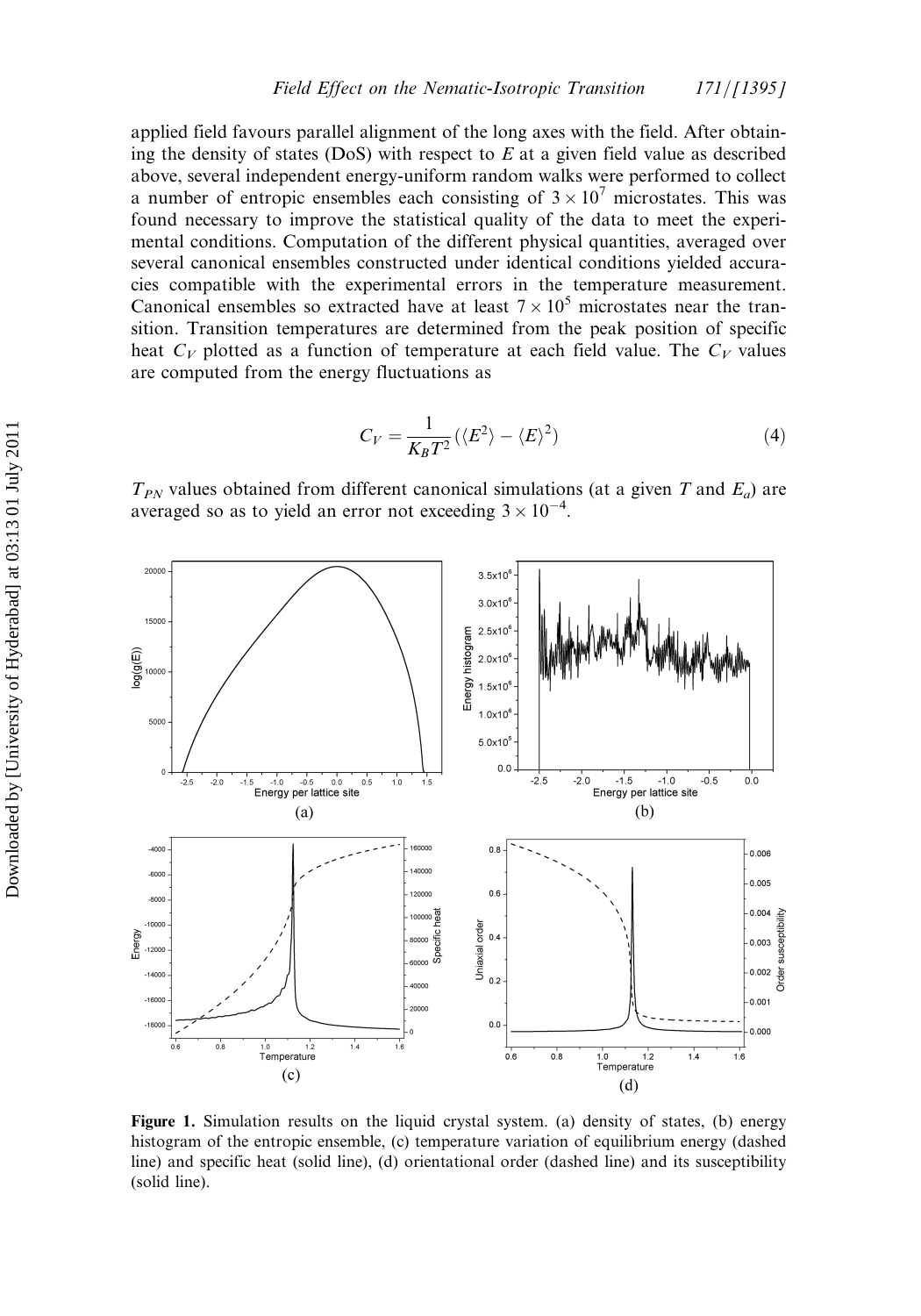applied field favours parallel alignment of the long axes with the field. After obtaining the density of states (DoS) with respect to $E$ at a given field value as described above, several independent energy-uniform random walks were performed to collect a number of entropic ensembles each consisting of $3 \times 10^7$ microstates. This was found necessary to improve the statistical quality of the data to meet the experimental conditions. Computation of the different physical quantities, averaged over several canonical ensembles constructed under identical conditions yielded accuracies compatible with the experimental errors in the temperature measurement. Canonical ensembles so extracted have at least $7 \times 10^5$ microstates near the transition. Transition temperatures are determined from the peak position of specific heat $C_V$ plotted as a function of temperature at each field value. The $C_V$ values are computed from the energy fluctuations as

$$C_V = \frac{1}{K_B T^2}(\langle E^2 \rangle - \langle E \rangle^2) \tag{4}$$

$T_{PN}$ values obtained from different canonical simulations (at a given $T$ and $E_a$) are averaged so as to yield an error not exceeding $3 \times 10^{-4}$.

**Figure 1.** Simulation results on the liquid crystal system. (a) density of states, (b) energy histogram of the entropic ensemble, (c) temperature variation of equilibrium energy (dashed line) and specific heat (solid line), (d) orientational order (dashed line) and its susceptibility (solid line).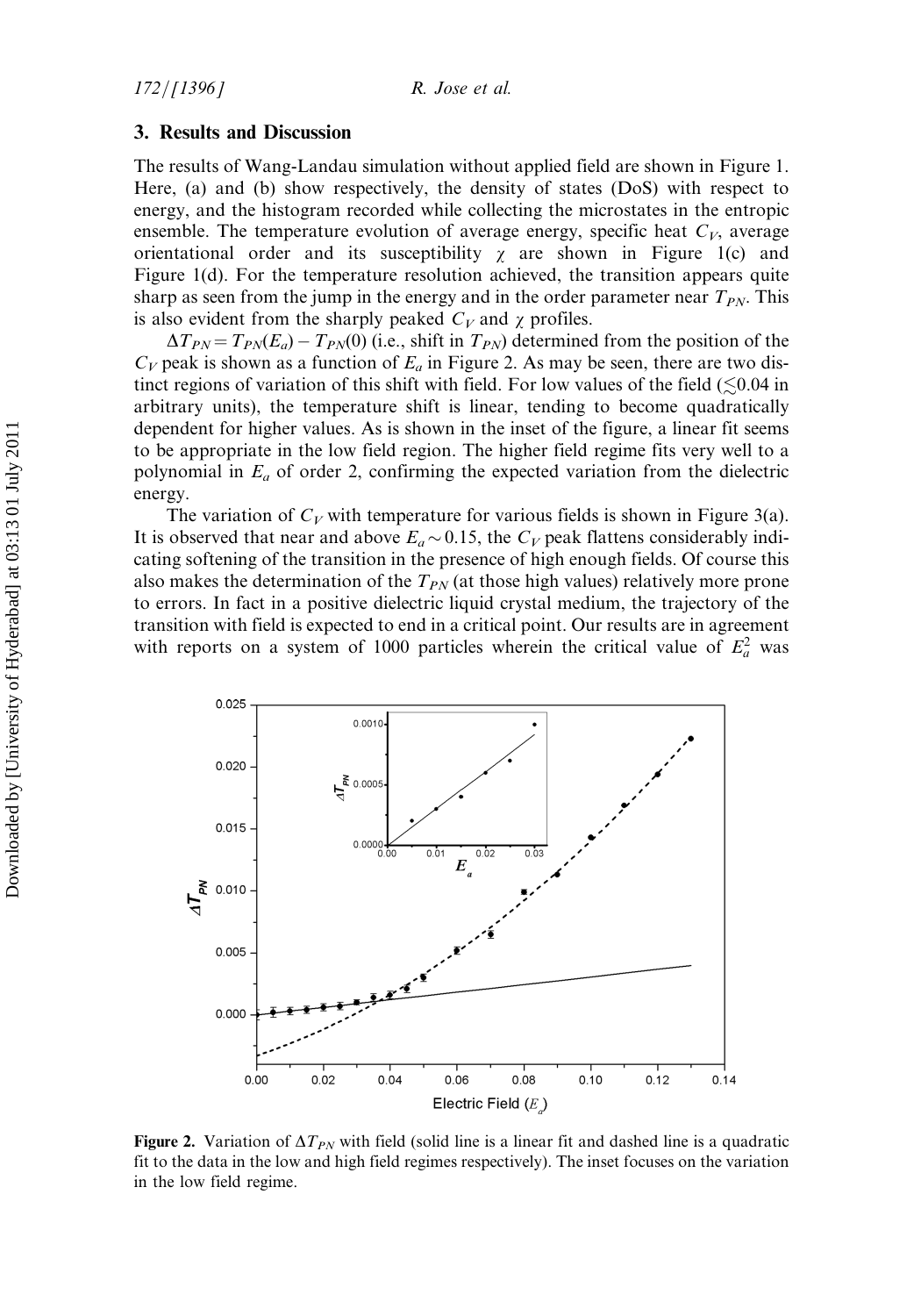## 3. Results and Discussion

The results of Wang-Landau simulation without applied field are shown in Figure 1. Here, (a) and (b) show respectively, the density of states (DoS) with respect to energy, and the histogram recorded while collecting the microstates in the entropic ensemble. The temperature evolution of average energy, specific heat $C_V$, average orientational order and its susceptibility $\chi$ are shown in Figure 1(c) and Figure 1(d). For the temperature resolution achieved, the transition appears quite sharp as seen from the jump in the energy and in the order parameter near $T_{PN}$. This is also evident from the sharply peaked $C_V$ and $\chi$ profiles.

$\Delta T_{PN} = T_{PN}(E_a) - T_{PN}(0)$ (i.e., shift in $T_{PN}$) determined from the position of the $C_V$ peak is shown as a function of $E_a$ in Figure 2. As may be seen, there are two distinct regions of variation of this shift with field. For low values of the field ($\lesssim$0.04 in arbitrary units), the temperature shift is linear, tending to become quadratically dependent for higher values. As is shown in the inset of the figure, a linear fit seems to be appropriate in the low field region. The higher field regime fits very well to a polynomial in $E_a$ of order 2, confirming the expected variation from the dielectric energy.

The variation of $C_V$ with temperature for various fields is shown in Figure 3(a). It is observed that near and above $E_a \sim 0.15$, the $C_V$ peak flattens considerably indicating softening of the transition in the presence of high enough fields. Of course this also makes the determination of the $T_{PN}$ (at those high values) relatively more prone to errors. In fact in a positive dielectric liquid crystal medium, the trajectory of the transition with field is expected to end in a critical point. Our results are in agreement with reports on a system of 1000 particles wherein the critical value of $E_a^2$ was

**Figure 2.** Variation of $\Delta T_{PN}$ with field (solid line is a linear fit and dashed line is a quadratic fit to the data in the low and high field regimes respectively). The inset focuses on the variation in the low field regime.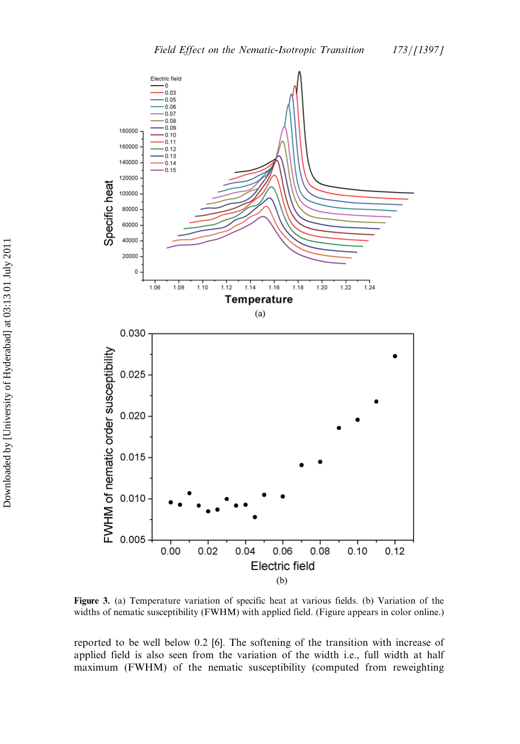**Figure 3.** (a) Temperature variation of specific heat at various fields. (b) Variation of the widths of nematic susceptibility (FWHM) with applied field. (Figure appears in color online.)

reported to be well below 0.2 [6]. The softening of the transition with increase of applied field is also seen from the variation of the width i.e., full width at half maximum (FWHM) of the nematic susceptibility (computed from reweighting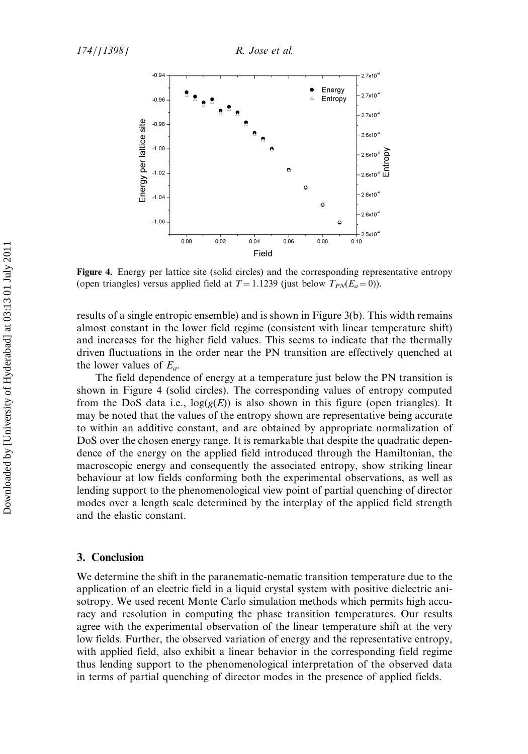**Figure 4.** Energy per lattice site (solid circles) and the corresponding representative entropy (open triangles) versus applied field at $T = 1.1239$ (just below $T_{PN}(E_a = 0)$).

results of a single entropic ensemble) and is shown in Figure 3(b). This width remains almost constant in the lower field regime (consistent with linear temperature shift) and increases for the higher field values. This seems to indicate that the thermally driven fluctuations in the order near the PN transition are effectively quenched at the lower values of $E_a$.

The field dependence of energy at a temperature just below the PN transition is shown in Figure 4 (solid circles). The corresponding values of entropy computed from the DoS data i.e., $\log(g(E))$ is also shown in this figure (open triangles). It may be noted that the values of the entropy shown are representative being accurate to within an additive constant, and are obtained by appropriate normalization of DoS over the chosen energy range. It is remarkable that despite the quadratic dependence of the energy on the applied field introduced through the Hamiltonian, the macroscopic energy and consequently the associated entropy, show striking linear behaviour at low fields conforming both the experimental observations, as well as lending support to the phenomenological view point of partial quenching of director modes over a length scale determined by the interplay of the applied field strength and the elastic constant.

## 3. Conclusion

We determine the shift in the paranematic-nematic transition temperature due to the application of an electric field in a liquid crystal system with positive dielectric anisotropy. We used recent Monte Carlo simulation methods which permits high accuracy and resolution in computing the phase transition temperatures. Our results agree with the experimental observation of the linear temperature shift at the very low fields. Further, the observed variation of energy and the representative entropy, with applied field, also exhibit a linear behavior in the corresponding field regime thus lending support to the phenomenological interpretation of the observed data in terms of partial quenching of director modes in the presence of applied fields.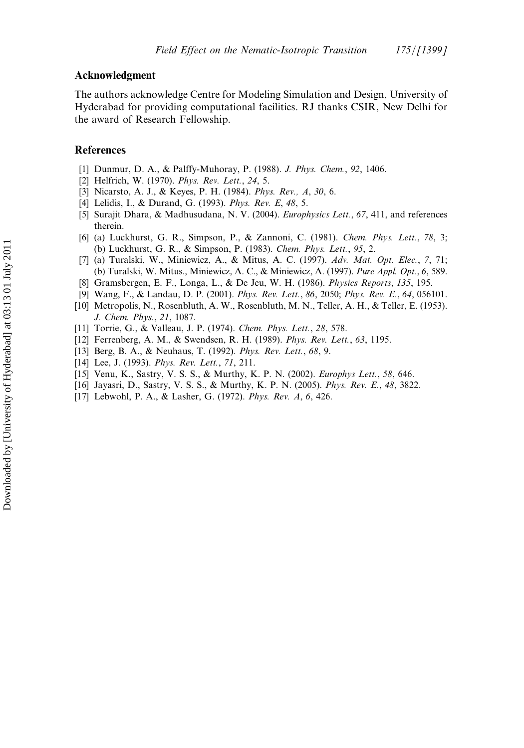## Acknowledgment

The authors acknowledge Centre for Modeling Simulation and Design, University of Hyderabad for providing computational facilities. RJ thanks CSIR, New Delhi for the award of Research Fellowship.

## References

[1] Dunmur, D. A., & Palffy-Muhoray, P. (1988). *J. Phys. Chem.*, *92*, 1406.
[2] Helfrich, W. (1970). *Phys. Rev. Lett.*, *24*, 5.
[3] Nicarsto, A. J., & Keyes, P. H. (1984). *Phys. Rev., A*, *30*, 6.
[4] Lelidis, I., & Durand, G. (1993). *Phys. Rev. E*, *48*, 5.
[5] Surajit Dhara, & Madhusudana, N. V. (2004). *Europhysics Lett.*, *67*, 411, and references therein.
[6] (a) Luckhurst, G. R., Simpson, P., & Zannoni, C. (1981). *Chem. Phys. Lett.*, *78*, 3; (b) Luckhurst, G. R., & Simpson, P. (1983). *Chem. Phys. Lett.*, *95*, 2.
[7] (a) Turalski, W., Miniewicz, A., & Mitus, A. C. (1997). *Adv. Mat. Opt. Elec.*, *7*, 71; (b) Turalski, W. Mitus., Miniewicz, A. C., & Miniewicz, A. (1997). *Pure Appl. Opt.*, *6*, 589.
[8] Gramsbergen, E. F., Longa, L., & De Jeu, W. H. (1986). *Physics Reports*, *135*, 195.
[9] Wang, F., & Landau, D. P. (2001). *Phys. Rev. Lett.*, *86*, 2050; *Phys. Rev. E.*, *64*, 056101.
[10] Metropolis, N., Rosenbluth, A. W., Rosenbluth, M. N., Teller, A. H., & Teller, E. (1953). *J. Chem. Phys.*, *21*, 1087.
[11] Torrie, G., & Valleau, J. P. (1974). *Chem. Phys. Lett.*, *28*, 578.
[12] Ferrenberg, A. M., & Swendsen, R. H. (1989). *Phys. Rev. Lett.*, *63*, 1195.
[13] Berg, B. A., & Neuhaus, T. (1992). *Phys. Rev. Lett.*, *68*, 9.
[14] Lee, J. (1993). *Phys. Rev. Lett.*, *71*, 211.
[15] Venu, K., Sastry, V. S. S., & Murthy, K. P. N. (2002). *Europhys Lett.*, *58*, 646.
[16] Jayasri, D., Sastry, V. S. S., & Murthy, K. P. N. (2005). *Phys. Rev. E.*, *48*, 3822.
[17] Lebwohl, P. A., & Lasher, G. (1972). *Phys. Rev. A*, *6*, 426.